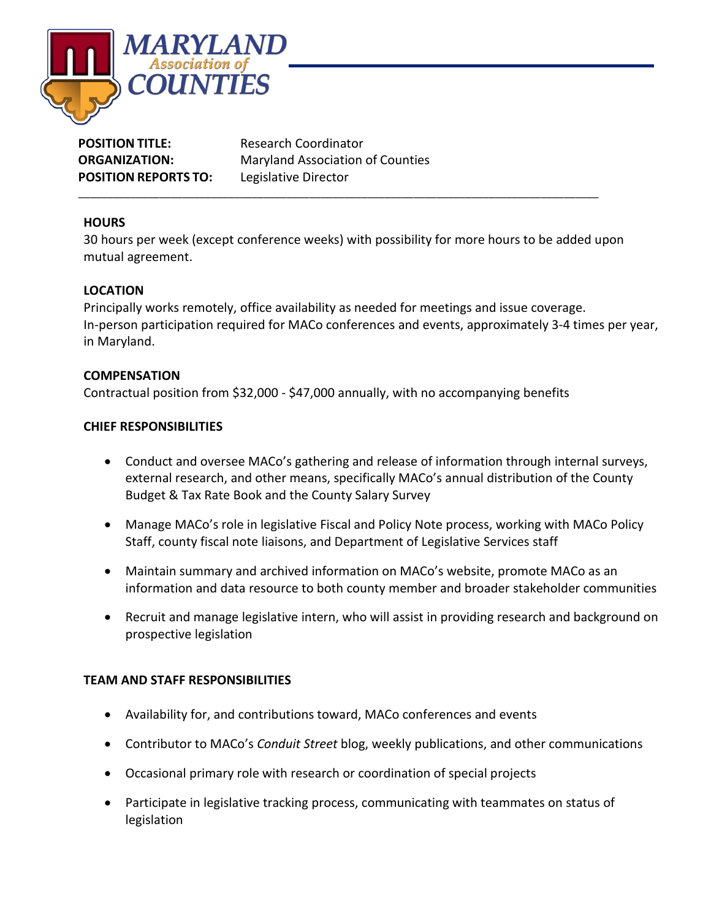**MARYLAND** *Association of* **COUNTIES**

**POSITION TITLE:** Research Coordinator
**ORGANIZATION:** Maryland Association of Counties
**POSITION REPORTS TO:** Legislative Director

---

**HOURS**

30 hours per week (except conference weeks) with possibility for more hours to be added upon mutual agreement.

**LOCATION**

Principally works remotely, office availability as needed for meetings and issue coverage. In-person participation required for MACo conferences and events, approximately 3-4 times per year, in Maryland.

**COMPENSATION**

Contractual position from $32,000 - $47,000 annually, with no accompanying benefits

**CHIEF RESPONSIBILITIES**

- Conduct and oversee MACo's gathering and release of information through internal surveys, external research, and other means, specifically MACo's annual distribution of the County Budget & Tax Rate Book and the County Salary Survey
- Manage MACo's role in legislative Fiscal and Policy Note process, working with MACo Policy Staff, county fiscal note liaisons, and Department of Legislative Services staff
- Maintain summary and archived information on MACo's website, promote MACo as an information and data resource to both county member and broader stakeholder communities
- Recruit and manage legislative intern, who will assist in providing research and background on prospective legislation

**TEAM AND STAFF RESPONSIBILITIES**

- Availability for, and contributions toward, MACo conferences and events
- Contributor to MACo's *Conduit Street* blog, weekly publications, and other communications
- Occasional primary role with research or coordination of special projects
- Participate in legislative tracking process, communicating with teammates on status of legislation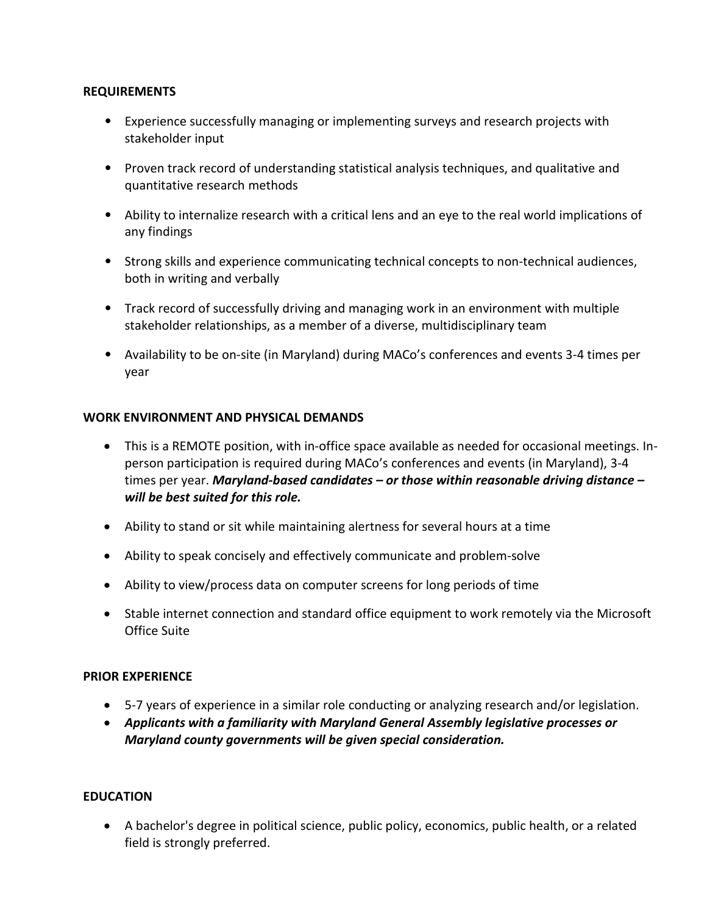## REQUIREMENTS

- Experience successfully managing or implementing surveys and research projects with stakeholder input
- Proven track record of understanding statistical analysis techniques, and qualitative and quantitative research methods
- Ability to internalize research with a critical lens and an eye to the real world implications of any findings
- Strong skills and experience communicating technical concepts to non-technical audiences, both in writing and verbally
- Track record of successfully driving and managing work in an environment with multiple stakeholder relationships, as a member of a diverse, multidisciplinary team
- Availability to be on-site (in Maryland) during MACo's conferences and events 3-4 times per year

## WORK ENVIRONMENT AND PHYSICAL DEMANDS

- This is a REMOTE position, with in-office space available as needed for occasional meetings. In-person participation is required during MACo's conferences and events (in Maryland), 3-4 times per year. ***Maryland-based candidates – or those within reasonable driving distance – will be best suited for this role.***
- Ability to stand or sit while maintaining alertness for several hours at a time
- Ability to speak concisely and effectively communicate and problem-solve
- Ability to view/process data on computer screens for long periods of time
- Stable internet connection and standard office equipment to work remotely via the Microsoft Office Suite

## PRIOR EXPERIENCE

- 5-7 years of experience in a similar role conducting or analyzing research and/or legislation.
- ***Applicants with a familiarity with Maryland General Assembly legislative processes or Maryland county governments will be given special consideration.***

## EDUCATION

- A bachelor's degree in political science, public policy, economics, public health, or a related field is strongly preferred.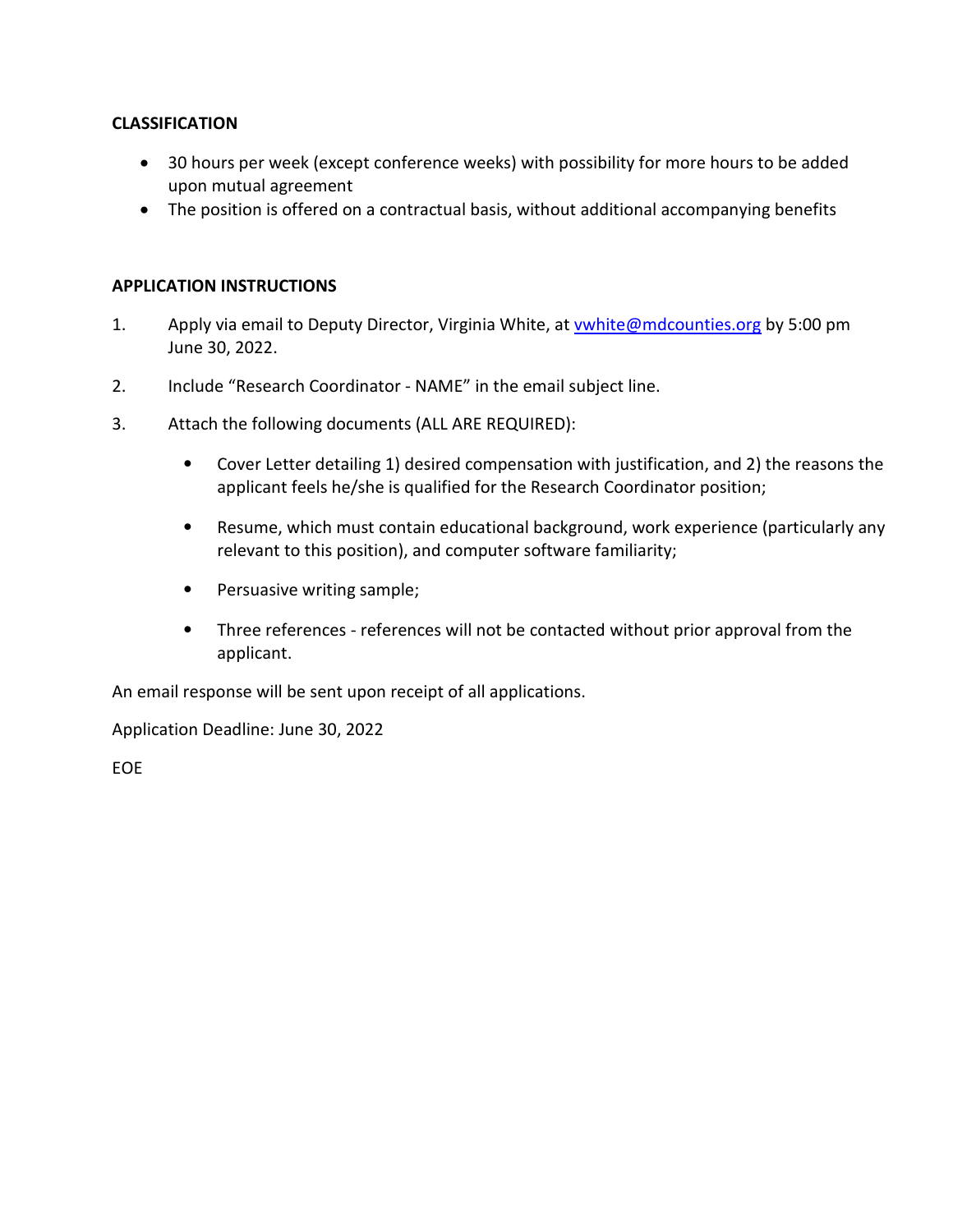**CLASSIFICATION**

- 30 hours per week (except conference weeks) with possibility for more hours to be added upon mutual agreement
- The position is offered on a contractual basis, without additional accompanying benefits

**APPLICATION INSTRUCTIONS**

1. Apply via email to Deputy Director, Virginia White, at vwhite@mdcounties.org by 5:00 pm June 30, 2022.
2. Include "Research Coordinator - NAME" in the email subject line.
3. Attach the following documents (ALL ARE REQUIRED):
    - Cover Letter detailing 1) desired compensation with justification, and 2) the reasons the applicant feels he/she is qualified for the Research Coordinator position;
    - Resume, which must contain educational background, work experience (particularly any relevant to this position), and computer software familiarity;
    - Persuasive writing sample;
    - Three references - references will not be contacted without prior approval from the applicant.

An email response will be sent upon receipt of all applications.

Application Deadline: June 30, 2022

EOE